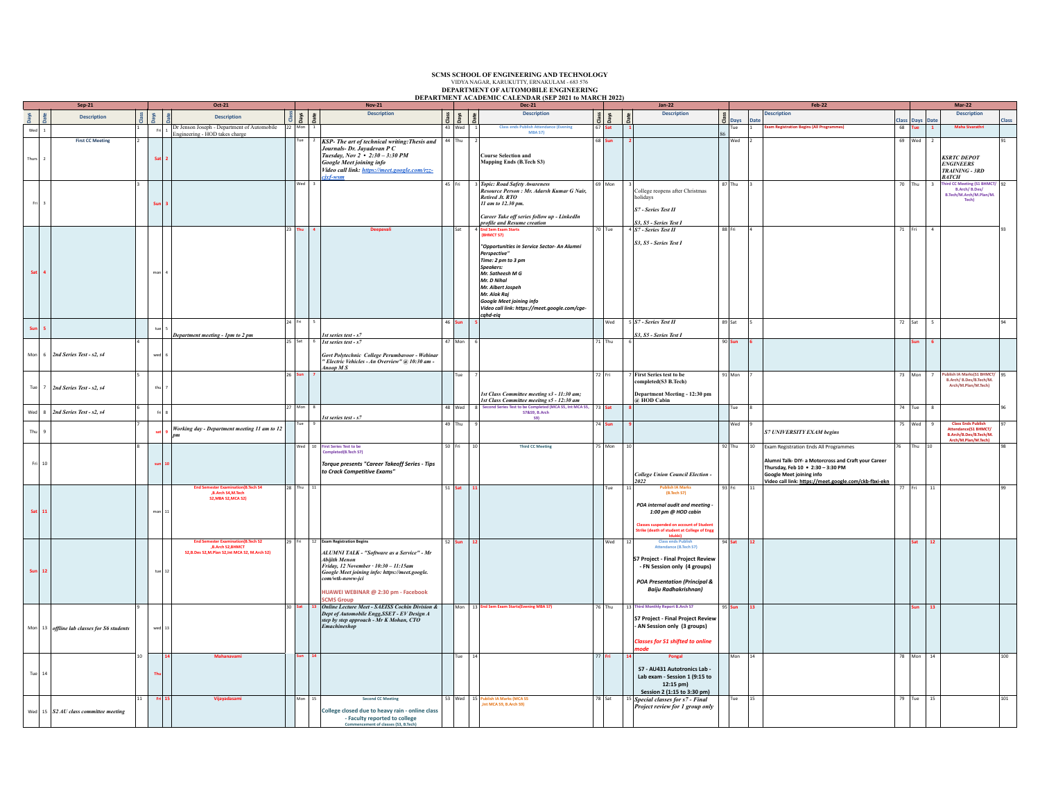# SCMS SCHOOL OF ENGINEERING AND TECHNOLOGY

VIDYA NAGAR, KARUKUTTY, ERNAKULAM - 683 576

## DEPARTMENT OF AUTOMOBILE ENGINEERING

### DEPARTMENT ACADEMIC CALENDAR (SEP 2021 to MARCH 2022)

| Sep-21 | | | | Oct-21 | | | | Nov-21 | | | | Dec-21 | | | | Jan-22 | | | | Feb-22 | | | | Mar-22 | | | |
|---|---|---|---|---|---|---|---|---|---|---|---|---|---|---|---|---|---|---|---|---|---|---|---|---|---|---|---|
| Days | Date | Description | Class | Days | Date | Description | Class | Days | Date | Description | Class | Days | Date | Description | Class | Days | Date | Description | Class | Days | Date | Description | Class | Days | Date | Description | Class |
| Wed | 1 | | 1 | Fri | 1 | Dr Jenson Joseph - Department of Automobile Engineering - HOD takes charge | 22 | Mon | 1 | | 43 | Wed | 1 | Class ends Publish Attendance (Evening MBA S7) | 67 | Sat | 1 | | 86 | Tue | 1 | Exam Registration Begins (All Programmes) | 68 | Tue | 1 | Maha Sivarathri | |
| Thurs | 2 | First CC Meeting | 2 | Sat | 2 | | | Tue | 2 | *KSP- The art of technical writing:Thesis and Journals- Dr. Jayadevan P C*<br>*Tuesday, Nov 2 • 2:30 – 3:30 PM*<br>*Google Meet joining info*<br>*Video call link: https://meet.google.com/rzz-cjxf-wsm* | 44 | Thu | 2 | Course Selection and Mapping Ends (B.Tech S3) | 68 | Sun | 2 | | | Wed | 2 | | 69 | Wed | 2 | *KSRTC DEPOT ENGINEERS TRAINING - 3RD BATCH* | 91 |
| Fri | 3 | | 3 | Sun | 3 | | | Wed | 3 | | 45 | Fri | 3 | *Topic: Road Safety Awareness*<br>*Resource Person : Mr. Adarsh Kumar G Nair, Retired Jt. RTO*<br>*11 am to 12.30 pm.*<br>*Career Take off series follow up - LinkedIn profile and Resume creation* | 69 | Mon | 3 | College reopens after Christmas holidays<br>*S7 - Series Test II*<br>*S3, S5 - Series Test I* | 87 | Thu | 3 | | 70 | Thu | 3 | Third CC Meeting (S1 BHMCT/ B.Arch/ B.Des/ B.Tech/M.Arch/M.Plan/M.Tech) | 92 |
| Sat | 4 | | | mon | 4 | | 23 | Thu | 4 | Deepavali | | Sat | 4 | End Sem Exam Starts (BHMCT S7)<br>*"Opportunities in Service Sector- An Alumni Perspective"*<br>*Time: 2 pm to 3 pm*<br>*Speakers:*<br>*Mr. Satheesh M G*<br>*Mr. D Nihal*<br>*Mr. Albert Jospeh*<br>*Mr. Alok Raj*<br>*Google Meet joining info*<br>*Video call link: https://meet.google.com/cge-cqhd-eiq* | 70 | Tue | 4 | *S7 - Series Test II*<br>*S3, S5 - Series Test I* | 88 | Fri | 4 | | 71 | Fri | 4 | | 93 |
| Sun | 5 | | | tue | 5 | *Department meeting - 1pm to 2 pm* | 24 | Fri | 5 | | 46 | Sun | 5 | | | Wed | 5 | *S7 - Series Test II*<br>*S3, S5 - Series Test I* | 89 | Sat | 5 | | 72 | Sat | 5 | | 94 |
| Mon | 6 | *2nd Series Test - s2, s4* | 4 | wed | 6 | | 25 | Sat | 6 | *1st series test - s7*<br>*Govt Polytechnic College Perumbavoor - Webinar " Electric Vehicles - An Overview" @ 10:30 am - Anoop M S* | 47 | Mon | 6 | | 71 | Thu | 6 | | 90 | Sun | 6 | | | Sun | 6 | | |
| Tue | 7 | *2nd Series Test - s2, s4* | 5 | thu | 7 | | 26 | Sun | 7 | | | Tue | 7 | *1st Class Committee meeting s3 - 11:30 am;*<br>*1st Class Committee meeting s5 - 12:30 am* | 72 | Fri | 7 | First Series test to be completed(S3 B.Tech)<br>Department Meeting - 12:30 pm @ HOD Cabin | 91 | Mon | 7 | | 73 | Mon | 7 | Publish IA Marks(S1 BHMCT/ B.Arch/ B.Des/B.Tech/M.Arch/M.Tech) | 95 |
| Wed | 8 | *2nd Series Test - s2, s4* | 6 | fri | 8 | | 27 | Mon | 8 | *1st series test - s7* | 48 | Wed | 8 | Second Series Test to be Completed (MCA S5, Int MCA S5, S7&S9, B.Arch S9) | 73 | Sat | 8 | | | Tue | 8 | | 74 | Tue | 8 | | 96 |
| Thu | 9 | | 7 | sat | 9 | *Working day - Department meeting 11 am to 12 pm* | | Tue | 9 | | 49 | Thu | 9 | | 74 | Sun | 9 | | | Wed | 9 | *S7 UNIVERSITY EXAM begins* | 75 | Wed | 9 | Class Ends Publish Attendance(S1 BHMCT/ B.Arch/B.Des/B.Tech/M.Arch/M.Plan/M.Tech) | 97 |
| Fri | 10 | | 8 | sun | 10 | | | Wed | 10 | First Series Test to be Completed(B.Tech S7)<br>*Torque presents "Career Takeoff Series - Tips to Crack Competitive Exams"* | 50 | Fri | 10 | Third CC Meeting | 75 | Mon | 10 | *College Union Council Election - 2022* | 92 | Thu | 10 | Exam Registration Ends All Programmes<br>Alumni Talk- DIY- a Motorcross and Craft your Career<br>Thursday, Feb 10 • 2:30 – 3:30 PM<br>Google Meet joining info<br>Video call link: https://meet.google.com/ckb-fbxi-ekn | 76 | Thu | 10 | | 98 |
| Sat | 11 | | | mon | 11 | End Semester Examination(B.Tech S4 ,B.Arch S4,M.Tech S2,MBA S2,MCA S2) | 28 | Thu | 11 | | 51 | Sat | 11 | | | Tue | 11 | Publish IA Marks (B.Tech S7)<br>*POA internal audit and meeting - 1:00 pm @ HOD cabin*<br>Classes suspended on account of Student Strike (death of student at College of Engg Idukki) | 93 | Fri | 11 | | 77 | Fri | 11 | | 99 |
| Sun | 12 | | | tue | 12 | End Semester Examination(B.Tech S2 ,B.Arch S2,BHMCT S2,B.Des S2,M.Plan S2,Int MCA S2, M.Arch S2) | 29 | Fri | 12 | Exam Registration Begins<br>*ALUMNI TALK - "Software as a Service" - Mr Abijith Menon*<br>*Friday, 12 November · 10:30 – 11:15am*<br>*Google Meet joining info: https://meet.google.com/wth-noww-jci*<br>HUAWEI WEBINAR @ 2:30 pm - Facebook SCMS Group | 52 | Sun | 12 | | | Wed | 12 | Class ends Publish Attendance (B.Tech S7)<br>S7 Project - Final Project Review - FN Session only (4 groups)<br>*POA Presentation (Principal & Baiju Radhakrishnan)* | 94 | Sat | 12 | | | Sat | 12 | | |
| Mon | 13 | *offline lab classes for S6 students* | 9 | wed | 13 | | 30 | Sat | 13 | *Online Lecture Meet - SAEISS Cochin Division & Dept of Automobile Engg,SSET - EV Design A step by step approach - Mr K Mohan, CTO Emachineshop* | | Mon | 13 | End Sem Exam Starts(Evening MBA S7) | 76 | Thu | 13 | Third Monthly Report B.Arch S7<br>S7 Project - Final Project Review - AN Session only (3 groups)<br>*Classes for S1 shifted to online mode* | 95 | Sun | 13 | | | Sun | 13 | | |
| Tue | 14 | | 10 | Thu | 14 | Mahanavami | | Sun | 14 | | | Tue | 14 | | 77 | Fri | 14 | Pongal<br>S7 - AU431 Autotronics Lab - Lab exam - Session 1 (9:15 to 12:15 pm)<br>Session 2 (1:15 to 3:30 pm) | | Mon | 14 | | 78 | Mon | 14 | | 100 |
| Wed | 15 | *S2 AU class committee meeting* | 11 | Fri | 15 | Vijayadasami | | Mon | 15 | Second CC Meeting<br>College closed due to heavy rain - online class - Faculty reported to college<br>Commencement of classes (S3, B.Tech) | 53 | Wed | 15 | Publish IA Marks (MCA S5 ,Int MCA S9, B.Arch S9) | 78 | Sat | 15 | *Special classes for s7 - Final Project review for 1 group only* | | Tue | 15 | | 79 | Tue | 15 | | 101 |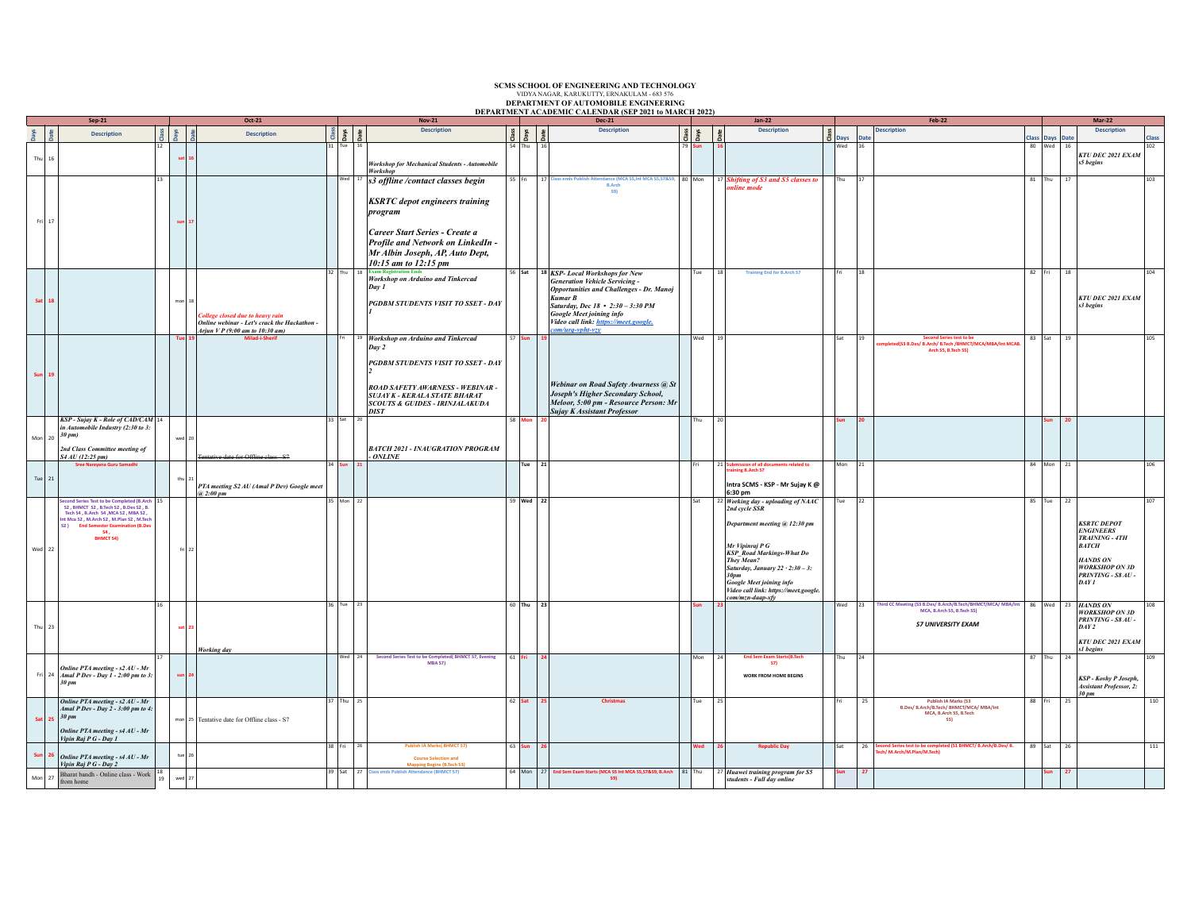# SCMS SCHOOL OF ENGINEERING AND TECHNOLOGY

VIDYA NAGAR, KARUKUTTY, ERNAKULAM - 683 576

## DEPARTMENT OF AUTOMOBILE ENGINEERING

### DEPARTMENT ACADEMIC CALENDAR (SEP 2021 to MARCH 2022)

| Sep-21 | | | | Oct-21 | | | | Nov-21 | | | | Dec-21 | | | | Jan-22 | | | | Feb-22 | | | | Mar-22 | | | |
|---|---|---|---|---|---|---|---|---|---|---|---|---|---|---|---|---|---|---|---|---|---|---|---|---|---|---|---|
| Days | Date | Description | Class | Days | Date | Description | Class | Days | Date | Description | Class | Days | Date | Description | Class | Days | Date | Description | Class | Days | Date | Description | Class | Days | Date | Description | Class |
| Thu | 16 | | 12 | sat | 16 | | 31 | Tue | 16 | *Workshop for Mechanical Students - Automobile Workshop* | 54 | Thu | 16 | | 79 | Sun | 16 | | | Wed | 16 | | 80 | Wed | 16 | *KTU DEC 2021 EXAM s5 begins* | 102 |
| Fri | 17 | | 13 | sun | 17 | | | Wed | 17 | *s3 offline /contact classes begin* *KSRTC depot engineers training program* *Career Start Series - Create a Profile and Network on LinkedIn - Mr Albin Joseph, AP, Auto Dept, 10:15 am to 12:15 pm* | 55 | Fri | 17 | Class ends Publish Attendance (MCA S5,Int MCA S5,S7&S9, B.Arch S9) | 80 | Mon | 17 | *Shifting of S3 and S5 classes to online mode* | | Thu | 17 | | 81 | Thu | 17 | | 103 |
| Sat | 18 | | | mon | 18 | *College closed due to heavy rain* *Online webinar - Let's crack the Hackathon - Arjun V P (9:00 am to 10:30 am)* | 32 | Thu | 18 | Exam Registration Ends *Workshop on Arduino and Tinkercad Day 1* *PGDBM STUDENTS VISIT TO SSET - DAY 1* | 56 | Sat | 18 | *KSP- Local Workshops for New Generation Vehicle Servicing - Opportunities and Challenges - Dr. Manoj Kumar B* *Saturday, Dec 18 · 2:30 – 3:30 PM* *Google Meet joining info* *Video call link: https://meet.google.com/urq-vpht-vzy* | | Tue | 18 | Training End for B.Arch S7 | | Fri | 18 | | 82 | Fri | 18 | *KTU DEC 2021 EXAM s3 begins* | 104 |
| Sun | 19 | | | Tue | 19 | Milad-i-Sherif | | Fri | 19 | *Workshop on Arduino and Tinkercad Day 2* *PGDBM STUDENTS VISIT TO SSET - DAY 2* *ROAD SAFETY AWARNESS - WEBINAR - SUJAY K - KERALA STATE BHARAT SCOUTS & GUIDES - IRINJALAKUDA DIST* | 57 | Sun | 19 | *Webinar on Road Safety Awarness @ St Joseph's Higher Secondary School, Meloor, 5:00 pm - Resource Person: Mr Sujay K Assistant Professor* | | Wed | 19 | | | Sat | 19 | Second Series test to be completed(S3 B.Des/ B.Arch/ B.Tech /BHMCT/MCA/MBA/Int MCAB. Arch S5, B.Tech S5) | 83 | Sat | 19 | | 105 |
| Mon | 20 | *KSP - Sujay K - Role of CAD/CAM in Automobile Industry (2:30 to 3:30 pm)* *2nd Class Committee meeting of S4 AU (12:25 pm)* | 14 | wed | 20 | ~~Tentative date for Offline class - S7~~ | 33 | Sat | 20 | *BATCH 2021 - INAUGRATION PROGRAM - ONLINE* | 58 | Mon | 20 | | | Thu | 20 | | | Sun | 20 | | | Sun | 20 | | |
| Tue | 21 | Sree Narayana Guru Samadhi | | thu | 21 | *PTA meeting S2 AU (Amal P Dev) Google meet @ 2:00 pm* | 34 | Sun | 21 | | | Tue | 21 | | | Fri | 21 | Submission of all documents related to training B.Arch S7 Intra SCMS - KSP - Mr Sujay K @ 6:30 pm | | Mon | 21 | | 84 | Mon | 21 | | 106 |
| Wed | 22 | Second Series Test to be Completed (B.Arch S2 , BHMCT S2 , B.Tech S2 , B.Des S2 , B. Tech S4 , B.Arch S4 ,MCA S2 , MBA S2 , Int Mca S2 , M.Arch S2 , M.Plan S2 , M.Tech S2 ) End Semester Examination (B.Des S4 , BHMCT S4) | 15 | fri | 22 | | 35 | Mon | 22 | | 59 | Wed | 22 | | | Sat | 22 | *Working day - uploading of NAAC 2nd cycle SSR* *Department meeting @ 12:30 pm* *Mr Vipinraj P G KSP_Road Markings-What Do They Mean? Saturday, January 22 · 2:30 – 3:30pm Google Meet joining info Video call link: https://meet.google.com/mzn-daap-xfy* | | Tue | 22 | | 85 | Tue | 22 | *KSRTC DEPOT ENGINEERS TRAINING - 4TH BATCH* *HANDS ON WORKSHOP ON 3D PRINTING - S8 AU - DAY 1* | 107 |
| Thu | 23 | | 16 | sat | 23 | *Working day* | 36 | Tue | 23 | | 60 | Thu | 23 | | | Sun | 23 | | | Wed | 23 | Third CC Meeting (S3 B.Des/ B.Arch/B.Tech/BHMCT/MCA/ MBA/Int MCA, B.Arch S5, B.Tech S5) *S7 UNIVERSITY EXAM* | 86 | Wed | 23 | *HANDS ON WORKSHOP ON 3D PRINTING - S8 AU - DAY 2* *KTU DEC 2021 EXAM s1 begins* | 108 |
| Fri | 24 | *Online PTA meeting - s2 AU - Mr Amal P Dev - Day 1 - 2:00 pm to 3:30 pm* | 17 | sun | 24 | | | Wed | 24 | Second Series Test to be Completed( BHMCT S7, Evening MBA S7) | 61 | Fri | 24 | | | Mon | 24 | End Sem Exam Starts(B.Tech S7) WORK FROM HOME BEGINS | | Thu | 24 | | 87 | Thu | 24 | *KSP - Koshy P Joseph, Assistant Professor, 2:30 pm* | 109 |
| Sat | 25 | *Online PTA meeting - s2 AU - Mr Amal P Dev - Day 2 - 3:00 pm to 4:30 pm* *Online PTA meeting - s4 AU - Mr Vipin Raj P G - Day 1* | | mon | 25 | Tentative date for Offline class - S7 | 37 | Thu | 25 | | 62 | Sat | 25 | Christmas | | Tue | 25 | | | Fri | 25 | Publish IA Marks (S3 B.Des/ B.Arch/B.Tech/ BHMCT/MCA/ MBA/Int MCA, B.Arch S5, B.Tech S5) | 88 | Fri | 25 | | 110 |
| Sun | 26 | *Online PTA meeting - s4 AU - Mr Vipin Raj P G - Day 2* | | tue | 26 | | 38 | Fri | 26 | Publish IA Marks( BHMCT S7) Course Selection and Mapping Begins (B.Tech S3) | 63 | Sun | 26 | | | Wed | 26 | Republic Day | | Sat | 26 | Second Series test to be completed (S1 BHMCT/ B.Arch/B.Des/ B. Tech/ M.Arch/M.Plan/M.Tech) | 89 | Sat | 26 | | 111 |
| Mon | 27 | Bharat bandh - Online class - Work from home | 18 19 | wed | 27 | | 39 | Sat | 27 | Class ends Publish Attendance (BHMCT S7) | 64 | Mon | 27 | End Sem Exam Starts (MCA S5 Int MCA S5,S7&S9, B.Arch S9) | 81 | Thu | 27 | *Huawei training program for S5 students - Full day online* | | Sun | 27 | | | Sun | 27 | | |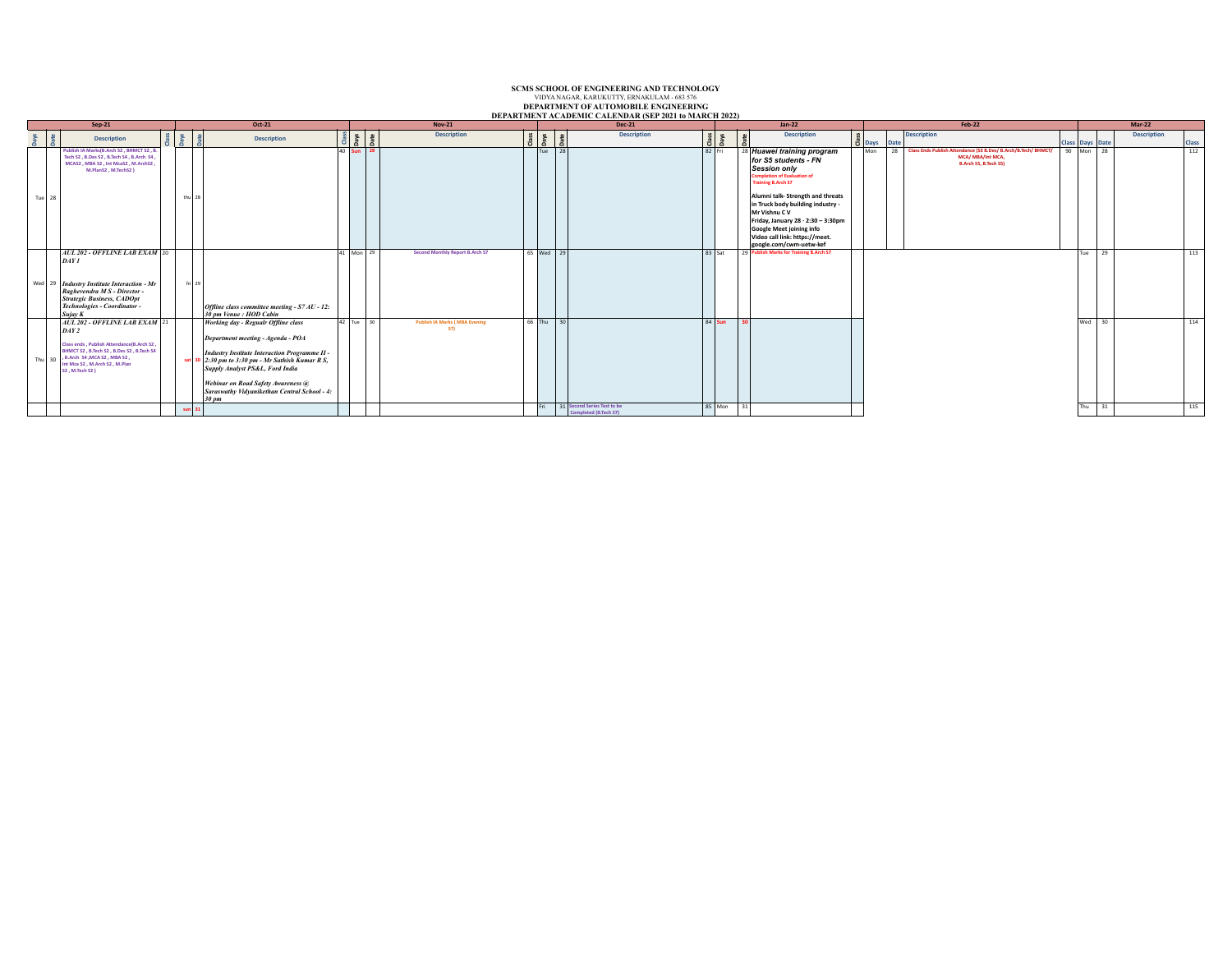# SCMS SCHOOL OF ENGINEERING AND TECHNOLOGY

VIDYA NAGAR, KARUKUTTY, ERNAKULAM - 683 576

## DEPARTMENT OF AUTOMOBILE ENGINEERING

### DEPARTMENT ACADEMIC CALENDAR (SEP 2021 to MARCH 2022)

| Sep-21 | | | | Oct-21 | | | | Nov-21 | | | | Dec-21 | | | | Jan-22 | | | | Feb-22 | | | | Mar-22 | | | |
|---|---|---|---|---|---|---|---|---|---|---|---|---|---|---|---|---|---|---|---|---|---|---|---|---|---|---|---|
| Days | Date | Description | Class | Days | Date | Description | Class | Days | Date | Description | Class | Days | Date | Description | Class | Days | Date | Description | Class | Days | Date | Description | Class | Days | Date | Description | Class |
| Tue | 28 | Publish IA Marks(B.Arch S2 , BHMCT S2 , B. Tech S2 , B.Des S2 , B.Tech S4 , B.Arch S4 , MCAS2 , MBA S2 , Int McaS2 , M.ArchS2 , M.PlanS2 , M.TechS2 ) | | thu | 28 | | 40 | Sun | 28 | | | Tue | 28 | | 82 | Fri | 28 | *Huawei training program for S5 students - FN Session only* Completion of Evaluation of Training B.Arch S7 Alumni talk- Strength and threats in Truck body building industry - Mr Vishnu C V Friday, January 28 · 2:30 – 3:30pm Google Meet joining info Video call link: https://meet.google.com/cwm-uetw-kef | | Mon | 28 | Class Ends Publish Attendance (S3 B.Des/ B.Arch/B.Tech/ BHMCT/ MCA/ MBA/Int MCA, B.Arch S5, B.Tech S5) | 90 | Mon | 28 | | 112 |
| Wed | 29 | *AUL 202 - OFFLINE LAB EXAM DAY 1* *Industry Institute Interaction - Mr Raghevendra M S - Director - Strategic Business, CADOpt Technologies - Coordinator - Sujay K* | 20 | fri | 29 | *Offline class committee meeting - S7 AU - 12:30 pm Venue : HOD Cabin* | 41 | Mon | 29 | Second Monthly Report B.Arch S7 | 65 | Wed | 29 | | 83 | Sat | 29 | Publish Marks for Training B.Arch S7 | | | | | | Tue | 29 | | 113 |
| Thu | 30 | *AUL 202 - OFFLINE LAB EXAM DAY 2* Class ends , Publish Attendance(B.Arch S2 , BHMCT S2 , B.Tech S2 , B.Des S2 , B.Tech S4 , B.Arch S4 ,MCA S2 , MBA S2 , Int Mca S2 , M.Arch S2 , M.Plan S2 , M.Tech S2 ) | 21 | sat | 30 | *Working day - Regualr Offline class* *Department meeting - Agenda - POA* *Industry Institute Interaction Programme II - 2:30 pm to 3:30 pm - Mr Sathish Kumar R S, Supply Analyst PS&L, Ford India* *Webinar on Road Safety Awareness @ Saraswathy Vidyanikethan Central School - 4:30 pm* | 42 | Tue | 30 | Publish IA Marks ( MBA Evening S7) | 66 | Thu | 30 | | 84 | Sun | 30 | | | | | | | Wed | 30 | | 114 |
| | | | | sun | 31 | | | | | | | Fri | 31 | Second Series Test to be Completed (B.Tech S7) | 85 | Mon | 31 | | | | | | | Thu | 31 | | 115 |